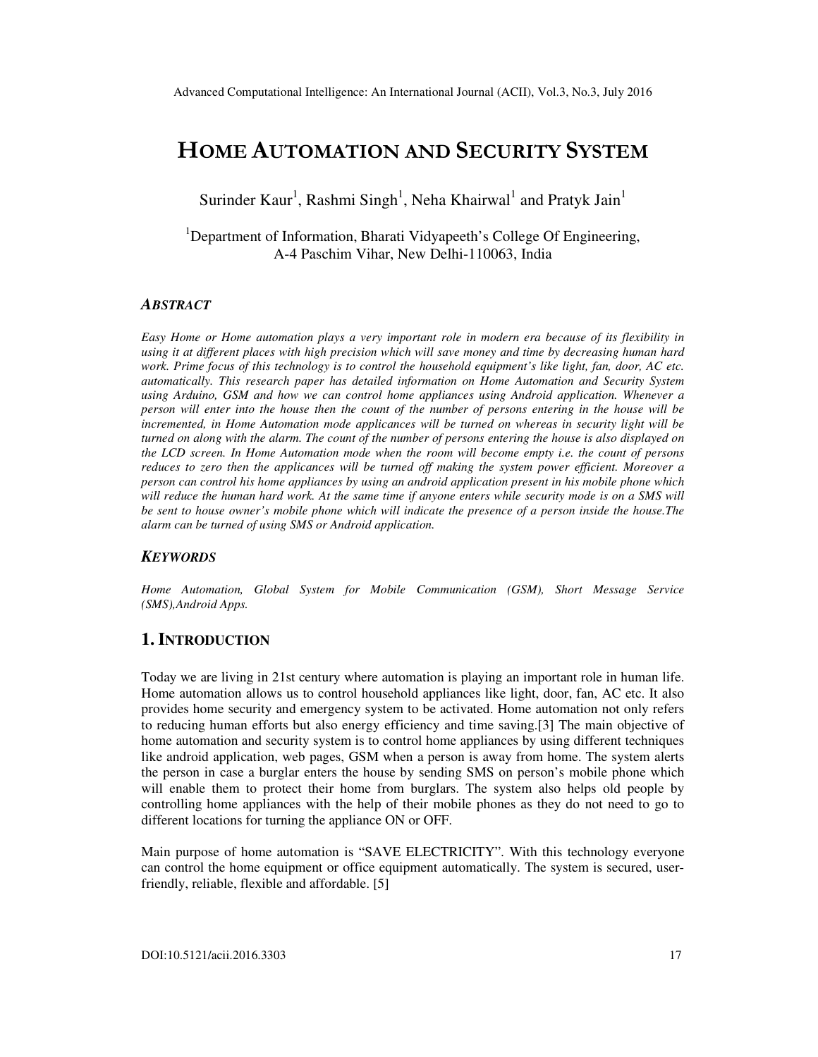# HOME AUTOMATION AND SECURITY SYSTEM

Surinder Kaur[1], Rashmi Singh[1], Neha Khairwal[1] and Pratyk Jain[1]

[1]Department of Information, Bharati Vidyapeeth's College Of Engineering, A-4 Paschim Vihar, New Delhi-110063, India

### *ABSTRACT*

*Easy Home or Home automation plays a very important role in modern era because of its flexibility in using it at different places with high precision which will save money and time by decreasing human hard work. Prime focus of this technology is to control the household equipment's like light, fan, door, AC etc. automatically. This research paper has detailed information on Home Automation and Security System using Arduino, GSM and how we can control home appliances using Android application. Whenever a person will enter into the house then the count of the number of persons entering in the house will be incremented, in Home Automation mode applicances will be turned on whereas in security light will be turned on along with the alarm. The count of the number of persons entering the house is also displayed on the LCD screen. In Home Automation mode when the room will become empty i.e. the count of persons reduces to zero then the applicances will be turned off making the system power efficient. Moreover a person can control his home appliances by using an android application present in his mobile phone which will reduce the human hard work. At the same time if anyone enters while security mode is on a SMS will be sent to house owner's mobile phone which will indicate the presence of a person inside the house.The alarm can be turned of using SMS or Android application.*

### *KEYWORDS*

*Home Automation, Global System for Mobile Communication (GSM), Short Message Service (SMS),Android Apps.*

## 1. INTRODUCTION

Today we are living in 21st century where automation is playing an important role in human life. Home automation allows us to control household appliances like light, door, fan, AC etc. It also provides home security and emergency system to be activated. Home automation not only refers to reducing human efforts but also energy efficiency and time saving.[3] The main objective of home automation and security system is to control home appliances by using different techniques like android application, web pages, GSM when a person is away from home. The system alerts the person in case a burglar enters the house by sending SMS on person's mobile phone which will enable them to protect their home from burglars. The system also helps old people by controlling home appliances with the help of their mobile phones as they do not need to go to different locations for turning the appliance ON or OFF.

Main purpose of home automation is "SAVE ELECTRICITY". With this technology everyone can control the home equipment or office equipment automatically. The system is secured, user-friendly, reliable, flexible and affordable. [5]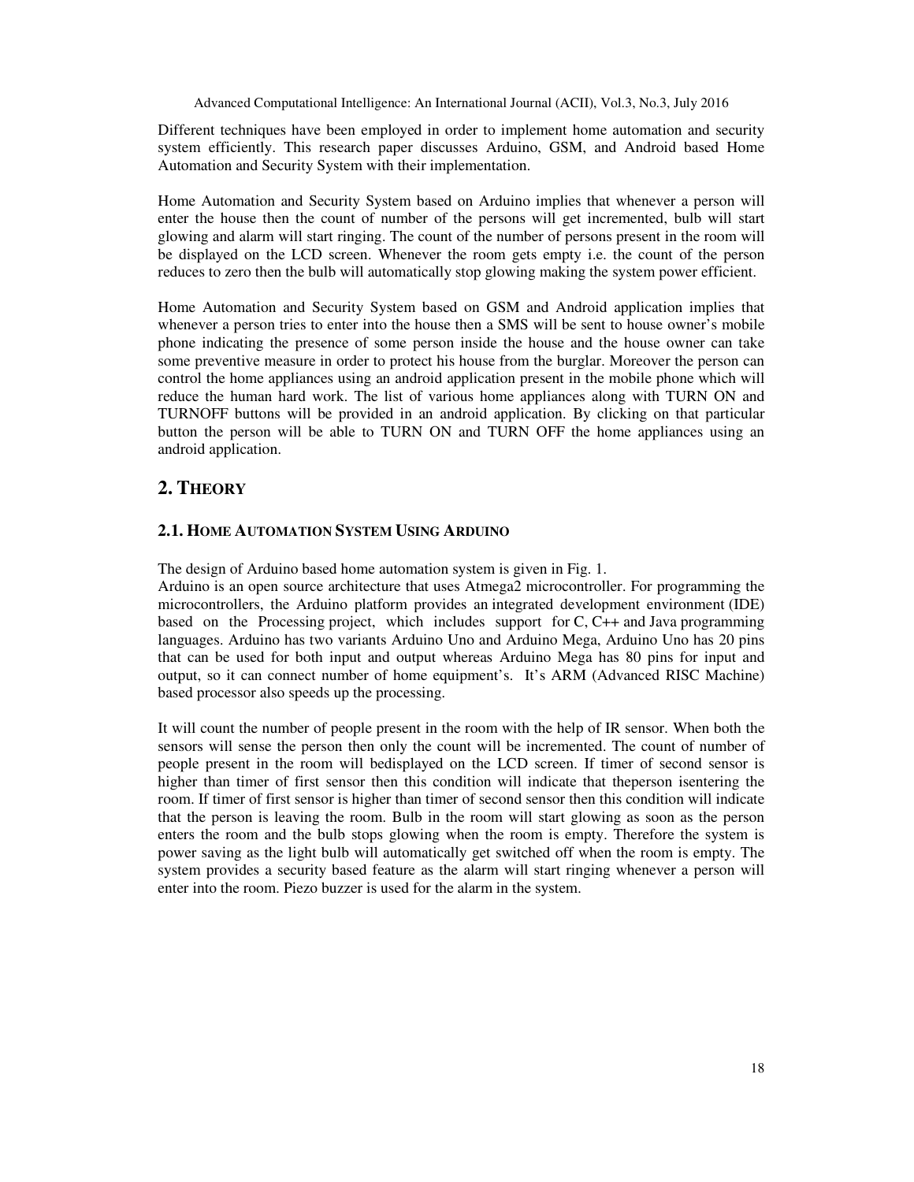Different techniques have been employed in order to implement home automation and security system efficiently. This research paper discusses Arduino, GSM, and Android based Home Automation and Security System with their implementation.

Home Automation and Security System based on Arduino implies that whenever a person will enter the house then the count of number of the persons will get incremented, bulb will start glowing and alarm will start ringing. The count of the number of persons present in the room will be displayed on the LCD screen. Whenever the room gets empty i.e. the count of the person reduces to zero then the bulb will automatically stop glowing making the system power efficient.

Home Automation and Security System based on GSM and Android application implies that whenever a person tries to enter into the house then a SMS will be sent to house owner's mobile phone indicating the presence of some person inside the house and the house owner can take some preventive measure in order to protect his house from the burglar. Moreover the person can control the home appliances using an android application present in the mobile phone which will reduce the human hard work. The list of various home appliances along with TURN ON and TURNOFF buttons will be provided in an android application. By clicking on that particular button the person will be able to TURN ON and TURN OFF the home appliances using an android application.

## 2. THEORY

### 2.1. HOME AUTOMATION SYSTEM USING ARDUINO

The design of Arduino based home automation system is given in Fig. 1.
Arduino is an open source architecture that uses Atmega2 microcontroller. For programming the microcontrollers, the Arduino platform provides an integrated development environment (IDE) based on the Processing project, which includes support for C, C++ and Java programming languages. Arduino has two variants Arduino Uno and Arduino Mega, Arduino Uno has 20 pins that can be used for both input and output whereas Arduino Mega has 80 pins for input and output, so it can connect number of home equipment's. It's ARM (Advanced RISC Machine) based processor also speeds up the processing.

It will count the number of people present in the room with the help of IR sensor. When both the sensors will sense the person then only the count will be incremented. The count of number of people present in the room will bedisplayed on the LCD screen. If timer of second sensor is higher than timer of first sensor then this condition will indicate that theperson isentering the room. If timer of first sensor is higher than timer of second sensor then this condition will indicate that the person is leaving the room. Bulb in the room will start glowing as soon as the person enters the room and the bulb stops glowing when the room is empty. Therefore the system is power saving as the light bulb will automatically get switched off when the room is empty. The system provides a security based feature as the alarm will start ringing whenever a person will enter into the room. Piezo buzzer is used for the alarm in the system.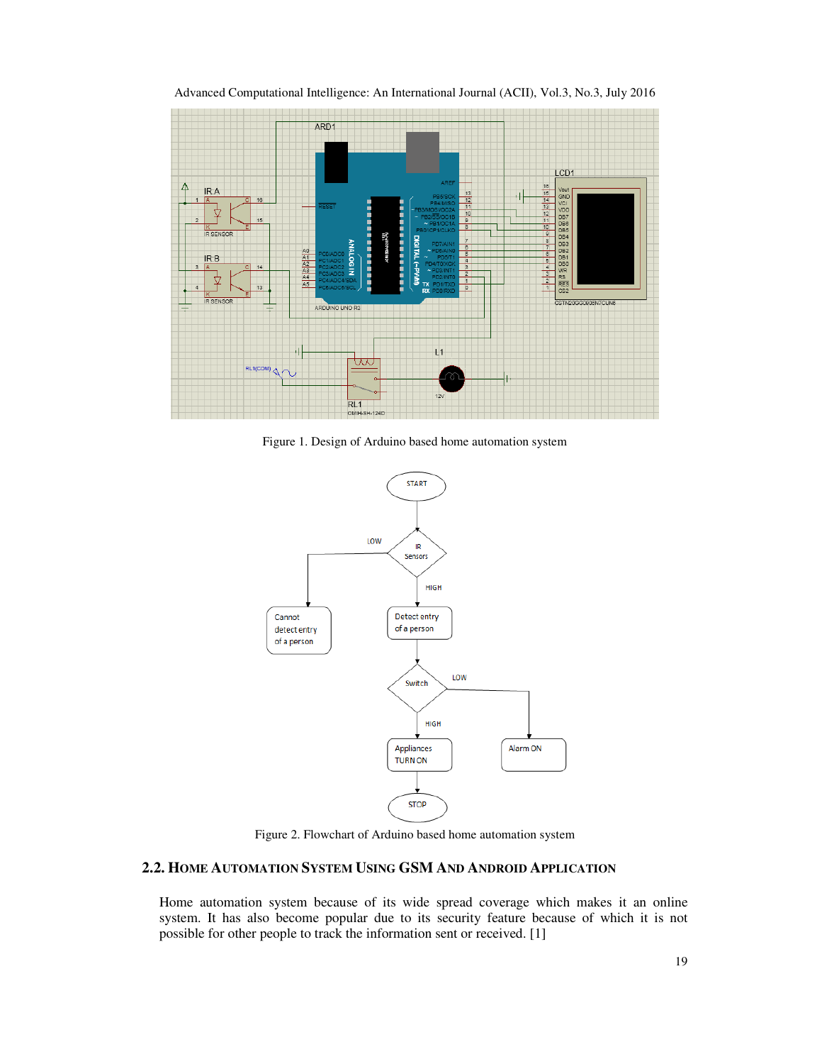Figure 1. Design of Arduino based home automation system

Figure 2. Flowchart of Arduino based home automation system

### 2.2. Home Automation System Using GSM And Android Application

Home automation system because of its wide spread coverage which makes it an online system. It has also become popular due to its security feature because of which it is not possible for other people to track the information sent or received. [1]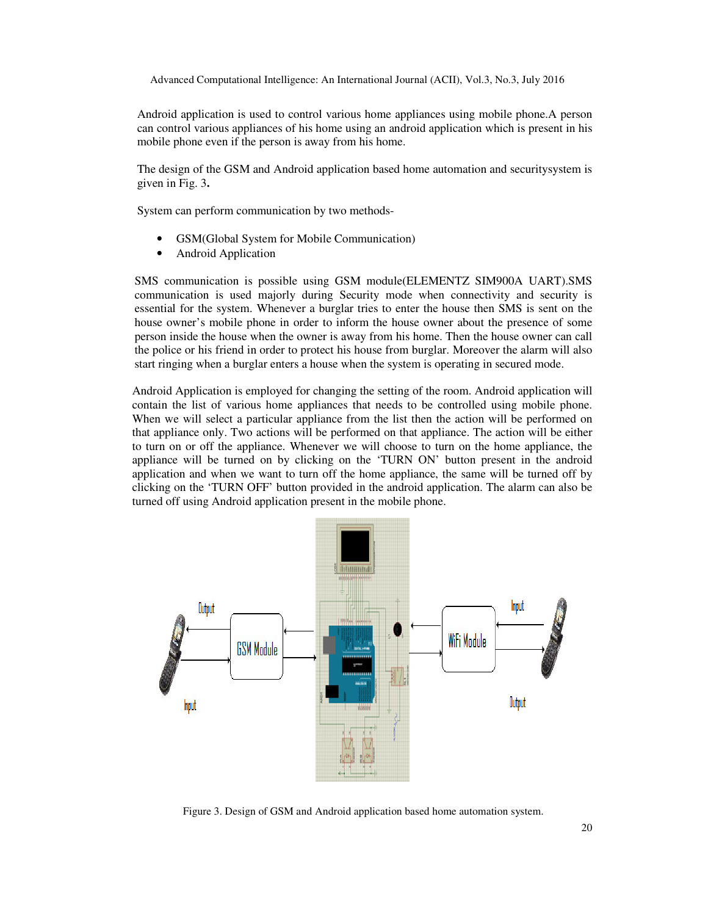Android application is used to control various home appliances using mobile phone.A person can control various appliances of his home using an android application which is present in his mobile phone even if the person is away from his home.

The design of the GSM and Android application based home automation and securitysystem is given in Fig. 3**.**

System can perform communication by two methods-

- GSM(Global System for Mobile Communication)
- Android Application

SMS communication is possible using GSM module(ELEMENTZ SIM900A UART).SMS communication is used majorly during Security mode when connectivity and security is essential for the system. Whenever a burglar tries to enter the house then SMS is sent on the house owner's mobile phone in order to inform the house owner about the presence of some person inside the house when the owner is away from his home. Then the house owner can call the police or his friend in order to protect his house from burglar. Moreover the alarm will also start ringing when a burglar enters a house when the system is operating in secured mode.

Android Application is employed for changing the setting of the room. Android application will contain the list of various home appliances that needs to be controlled using mobile phone. When we will select a particular appliance from the list then the action will be performed on that appliance only. Two actions will be performed on that appliance. The action will be either to turn on or off the appliance. Whenever we will choose to turn on the home appliance, the appliance will be turned on by clicking on the 'TURN ON' button present in the android application and when we want to turn off the home appliance, the same will be turned off by clicking on the 'TURN OFF' button provided in the android application. The alarm can also be turned off using Android application present in the mobile phone.

Figure 3. Design of GSM and Android application based home automation system.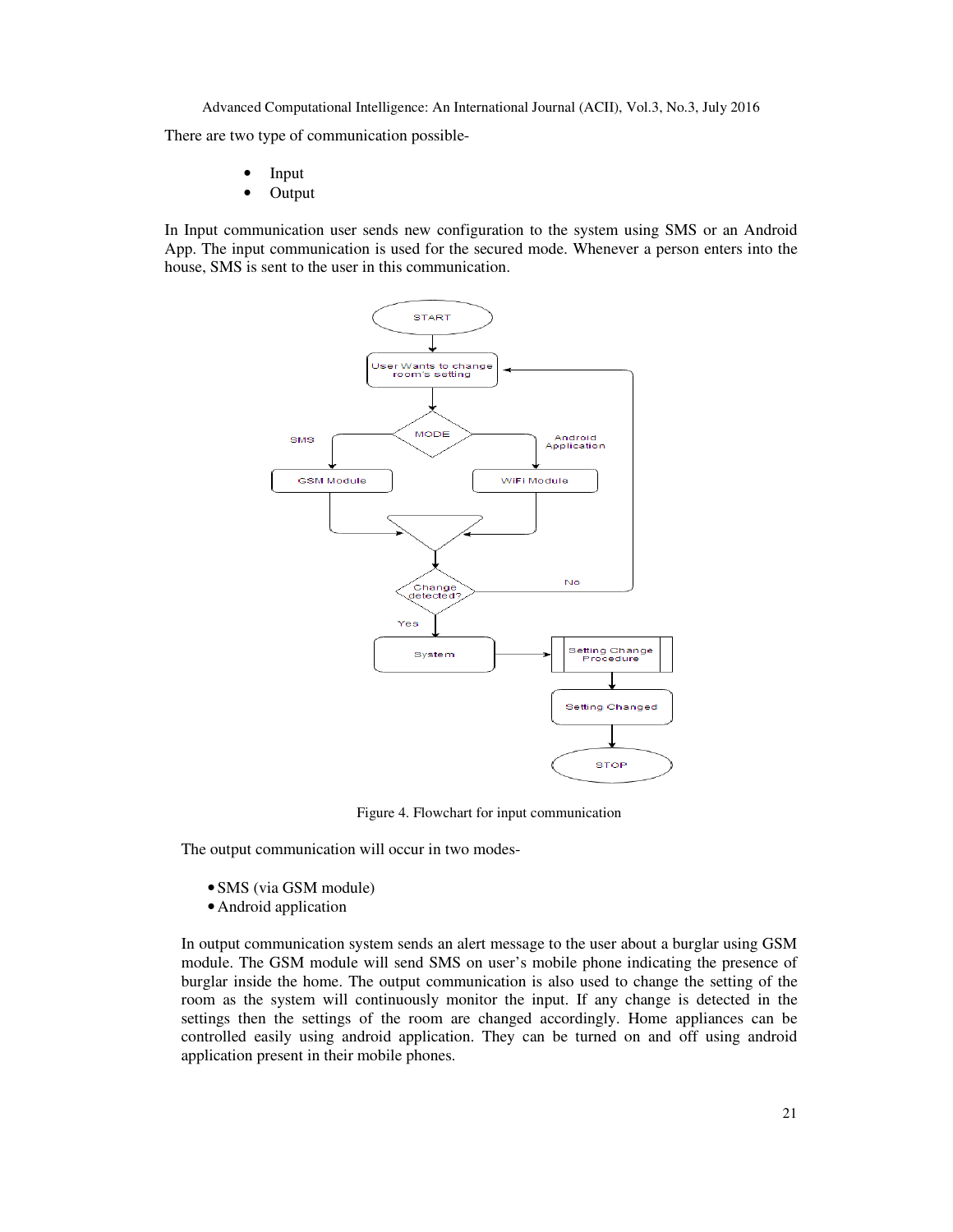There are two type of communication possible-

- Input
- Output

In Input communication user sends new configuration to the system using SMS or an Android App. The input communication is used for the secured mode. Whenever a person enters into the house, SMS is sent to the user in this communication.

Figure 4. Flowchart for input communication

The output communication will occur in two modes-

- SMS (via GSM module)
- Android application

In output communication system sends an alert message to the user about a burglar using GSM module. The GSM module will send SMS on user's mobile phone indicating the presence of burglar inside the home. The output communication is also used to change the setting of the room as the system will continuously monitor the input. If any change is detected in the settings then the settings of the room are changed accordingly. Home appliances can be controlled easily using android application. They can be turned on and off using android application present in their mobile phones.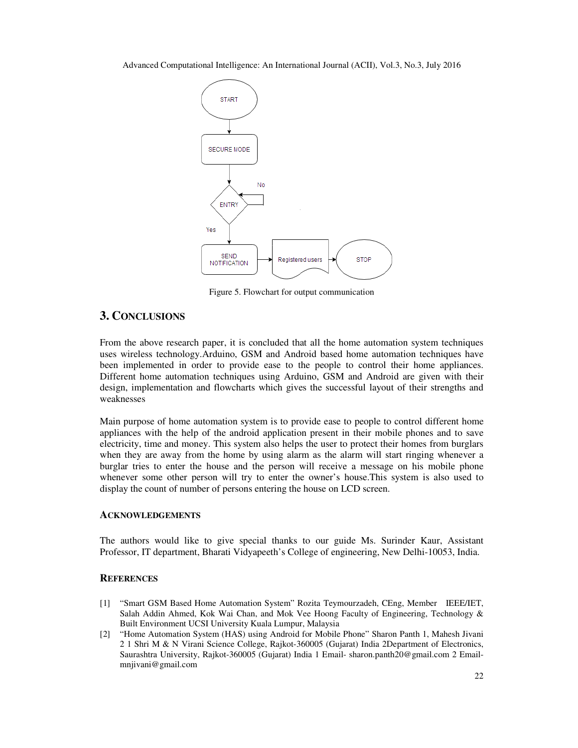Figure 5. Flowchart for output communication

## 3. CONCLUSIONS

From the above research paper, it is concluded that all the home automation system techniques uses wireless technology.Arduino, GSM and Android based home automation techniques have been implemented in order to provide ease to the people to control their home appliances. Different home automation techniques using Arduino, GSM and Android are given with their design, implementation and flowcharts which gives the successful layout of their strengths and weaknesses

Main purpose of home automation system is to provide ease to people to control different home appliances with the help of the android application present in their mobile phones and to save electricity, time and money. This system also helps the user to protect their homes from burglars when they are away from the home by using alarm as the alarm will start ringing whenever a burglar tries to enter the house and the person will receive a message on his mobile phone whenever some other person will try to enter the owner's house.This system is also used to display the count of number of persons entering the house on LCD screen.

### ACKNOWLEDGEMENTS

The authors would like to give special thanks to our guide Ms. Surinder Kaur, Assistant Professor, IT department, Bharati Vidyapeeth's College of engineering, New Delhi-10053, India.

### REFERENCES

[1] "Smart GSM Based Home Automation System" Rozita Teymourzadeh, CEng, Member IEEE/IET, Salah Addin Ahmed, Kok Wai Chan, and Mok Vee Hoong Faculty of Engineering, Technology & Built Environment UCSI University Kuala Lumpur, Malaysia

[2] "Home Automation System (HAS) using Android for Mobile Phone" Sharon Panth 1, Mahesh Jivani 2 1 Shri M & N Virani Science College, Rajkot-360005 (Gujarat) India 2Department of Electronics, Saurashtra University, Rajkot-360005 (Gujarat) India 1 Email- sharon.panth20@gmail.com 2 Email- mnjivani@gmail.com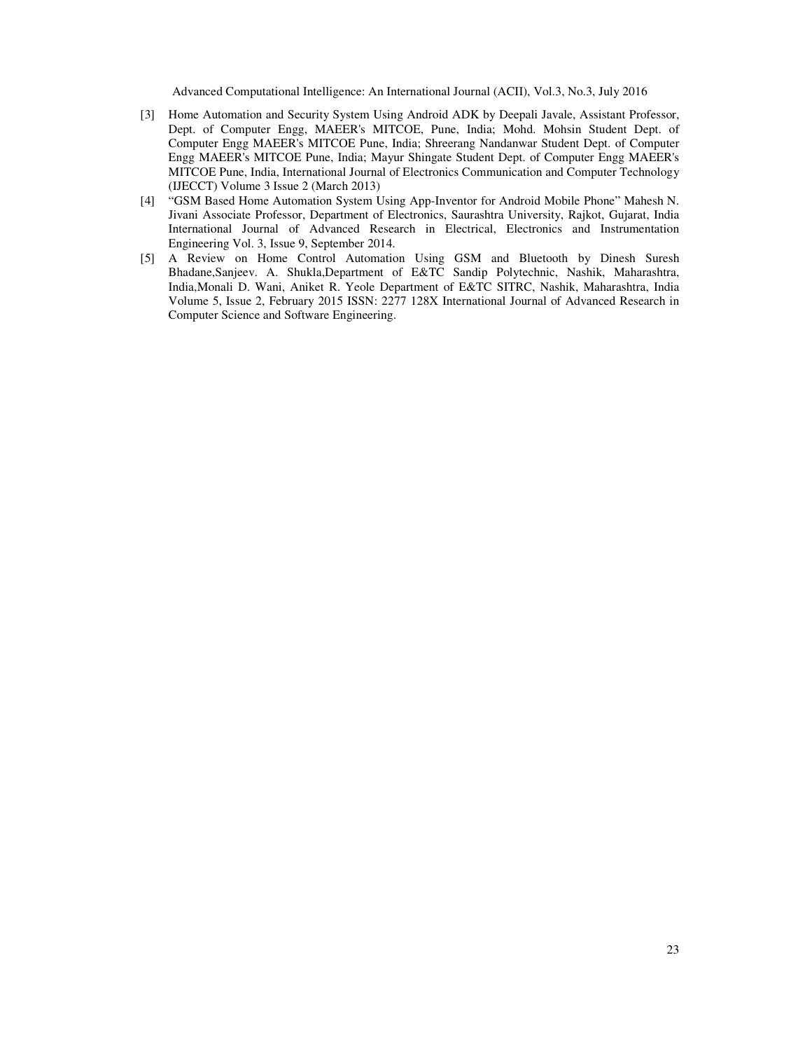[3] Home Automation and Security System Using Android ADK by Deepali Javale, Assistant Professor, Dept. of Computer Engg, MAEER's MITCOE, Pune, India; Mohd. Mohsin Student Dept. of Computer Engg MAEER's MITCOE Pune, India; Shreerang Nandanwar Student Dept. of Computer Engg MAEER's MITCOE Pune, India; Mayur Shingate Student Dept. of Computer Engg MAEER's MITCOE Pune, India, International Journal of Electronics Communication and Computer Technology (IJECCT) Volume 3 Issue 2 (March 2013)

[4] "GSM Based Home Automation System Using App-Inventor for Android Mobile Phone" Mahesh N. Jivani Associate Professor, Department of Electronics, Saurashtra University, Rajkot, Gujarat, India International Journal of Advanced Research in Electrical, Electronics and Instrumentation Engineering Vol. 3, Issue 9, September 2014.

[5] A Review on Home Control Automation Using GSM and Bluetooth by Dinesh Suresh Bhadane,Sanjeev. A. Shukla,Department of E&TC Sandip Polytechnic, Nashik, Maharashtra, India,Monali D. Wani, Aniket R. Yeole Department of E&TC SITRC, Nashik, Maharashtra, India Volume 5, Issue 2, February 2015 ISSN: 2277 128X International Journal of Advanced Research in Computer Science and Software Engineering.